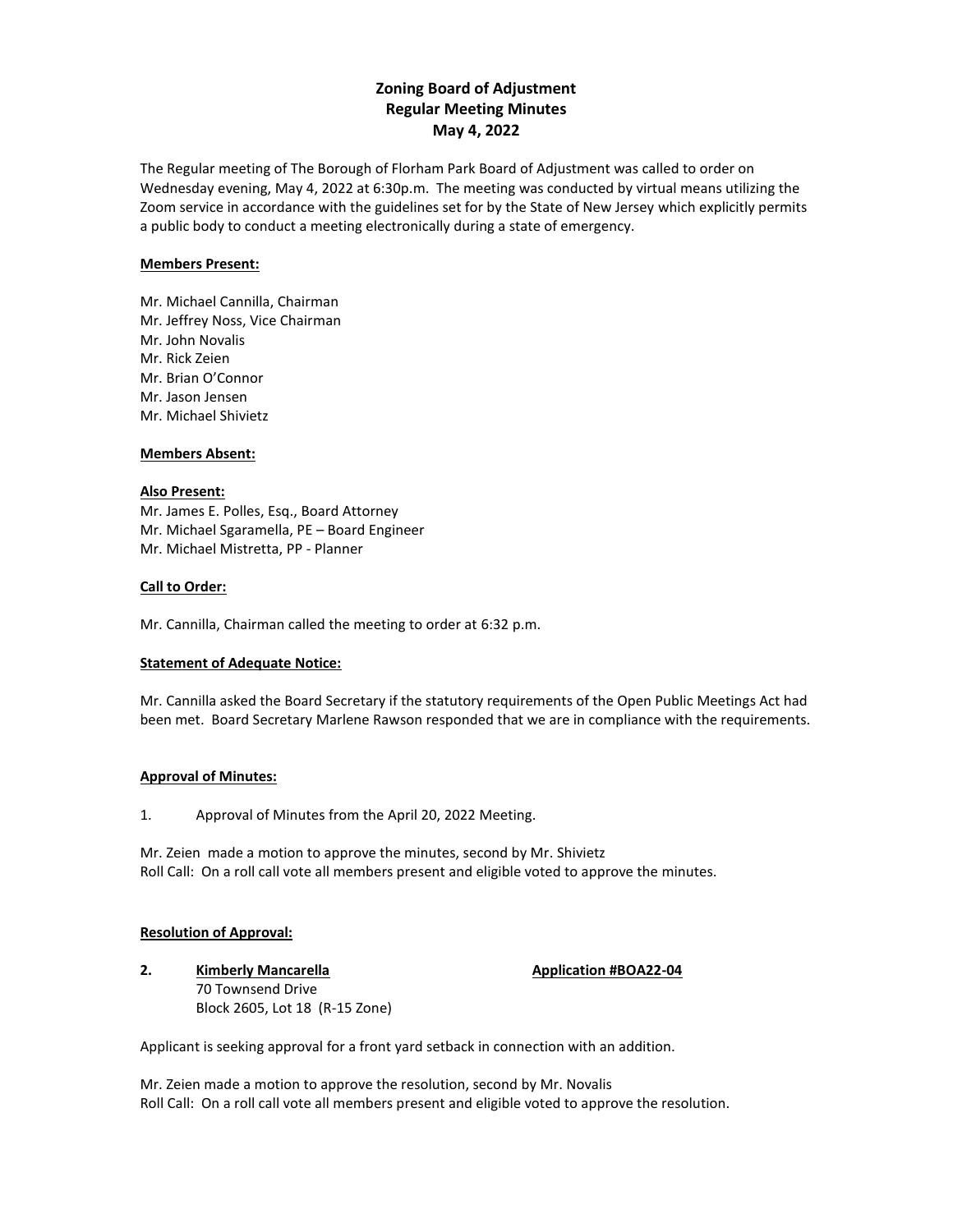# Zoning Board of Adjustment
## Regular Meeting Minutes
## May 4, 2022

The Regular meeting of The Borough of Florham Park Board of Adjustment was called to order on Wednesday evening, May 4, 2022 at 6:30p.m. The meeting was conducted by virtual means utilizing the Zoom service in accordance with the guidelines set for by the State of New Jersey which explicitly permits a public body to conduct a meeting electronically during a state of emergency.

**Members Present:**

Mr. Michael Cannilla, Chairman
Mr. Jeffrey Noss, Vice Chairman
Mr. John Novalis
Mr. Rick Zeien
Mr. Brian O'Connor
Mr. Jason Jensen
Mr. Michael Shivietz

**Members Absent:**

**Also Present:**
Mr. James E. Polles, Esq., Board Attorney
Mr. Michael Sgaramella, PE – Board Engineer
Mr. Michael Mistretta, PP - Planner

**Call to Order:**

Mr. Cannilla, Chairman called the meeting to order at 6:32 p.m.

**Statement of Adequate Notice:**

Mr. Cannilla asked the Board Secretary if the statutory requirements of the Open Public Meetings Act had been met. Board Secretary Marlene Rawson responded that we are in compliance with the requirements.

**Approval of Minutes:**

1. Approval of Minutes from the April 20, 2022 Meeting.

Mr. Zeien made a motion to approve the minutes, second by Mr. Shivietz
Roll Call: On a roll call vote all members present and eligible voted to approve the minutes.

**Resolution of Approval:**

**2. Kimberly Mancarella** **Application #BOA22-04**
70 Townsend Drive
Block 2605, Lot 18 (R-15 Zone)

Applicant is seeking approval for a front yard setback in connection with an addition.

Mr. Zeien made a motion to approve the resolution, second by Mr. Novalis
Roll Call: On a roll call vote all members present and eligible voted to approve the resolution.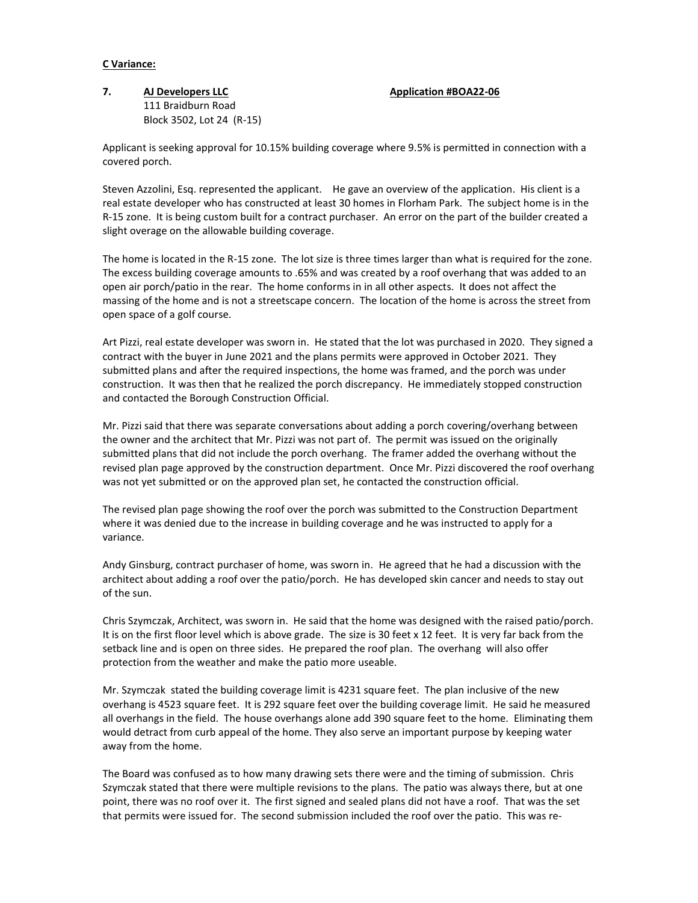**C Variance:**

**7. AJ Developers LLC** **Application #BOA22-06**

111 Braidburn Road
Block 3502, Lot 24 (R-15)

Applicant is seeking approval for 10.15% building coverage where 9.5% is permitted in connection with a covered porch.

Steven Azzolini, Esq. represented the applicant. He gave an overview of the application. His client is a real estate developer who has constructed at least 30 homes in Florham Park. The subject home is in the R-15 zone. It is being custom built for a contract purchaser. An error on the part of the builder created a slight overage on the allowable building coverage.

The home is located in the R-15 zone. The lot size is three times larger than what is required for the zone. The excess building coverage amounts to .65% and was created by a roof overhang that was added to an open air porch/patio in the rear. The home conforms in in all other aspects. It does not affect the massing of the home and is not a streetscape concern. The location of the home is across the street from open space of a golf course.

Art Pizzi, real estate developer was sworn in. He stated that the lot was purchased in 2020. They signed a contract with the buyer in June 2021 and the plans permits were approved in October 2021. They submitted plans and after the required inspections, the home was framed, and the porch was under construction. It was then that he realized the porch discrepancy. He immediately stopped construction and contacted the Borough Construction Official.

Mr. Pizzi said that there was separate conversations about adding a porch covering/overhang between the owner and the architect that Mr. Pizzi was not part of. The permit was issued on the originally submitted plans that did not include the porch overhang. The framer added the overhang without the revised plan page approved by the construction department. Once Mr. Pizzi discovered the roof overhang was not yet submitted or on the approved plan set, he contacted the construction official.

The revised plan page showing the roof over the porch was submitted to the Construction Department where it was denied due to the increase in building coverage and he was instructed to apply for a variance.

Andy Ginsburg, contract purchaser of home, was sworn in. He agreed that he had a discussion with the architect about adding a roof over the patio/porch. He has developed skin cancer and needs to stay out of the sun.

Chris Szymczak, Architect, was sworn in. He said that the home was designed with the raised patio/porch. It is on the first floor level which is above grade. The size is 30 feet x 12 feet. It is very far back from the setback line and is open on three sides. He prepared the roof plan. The overhang will also offer protection from the weather and make the patio more useable.

Mr. Szymczak stated the building coverage limit is 4231 square feet. The plan inclusive of the new overhang is 4523 square feet. It is 292 square feet over the building coverage limit. He said he measured all overhangs in the field. The house overhangs alone add 390 square feet to the home. Eliminating them would detract from curb appeal of the home. They also serve an important purpose by keeping water away from the home.

The Board was confused as to how many drawing sets there were and the timing of submission. Chris Szymczak stated that there were multiple revisions to the plans. The patio was always there, but at one point, there was no roof over it. The first signed and sealed plans did not have a roof. That was the set that permits were issued for. The second submission included the roof over the patio. This was re-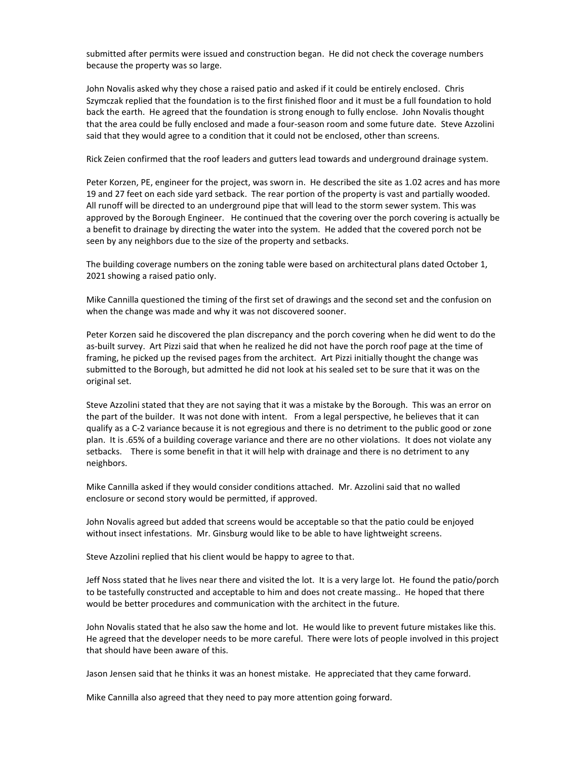submitted after permits were issued and construction began. He did not check the coverage numbers because the property was so large.

John Novalis asked why they chose a raised patio and asked if it could be entirely enclosed. Chris Szymczak replied that the foundation is to the first finished floor and it must be a full foundation to hold back the earth. He agreed that the foundation is strong enough to fully enclose. John Novalis thought that the area could be fully enclosed and made a four-season room and some future date. Steve Azzolini said that they would agree to a condition that it could not be enclosed, other than screens.

Rick Zeien confirmed that the roof leaders and gutters lead towards and underground drainage system.

Peter Korzen, PE, engineer for the project, was sworn in. He described the site as 1.02 acres and has more 19 and 27 feet on each side yard setback. The rear portion of the property is vast and partially wooded. All runoff will be directed to an underground pipe that will lead to the storm sewer system. This was approved by the Borough Engineer. He continued that the covering over the porch covering is actually be a benefit to drainage by directing the water into the system. He added that the covered porch not be seen by any neighbors due to the size of the property and setbacks.

The building coverage numbers on the zoning table were based on architectural plans dated October 1, 2021 showing a raised patio only.

Mike Cannilla questioned the timing of the first set of drawings and the second set and the confusion on when the change was made and why it was not discovered sooner.

Peter Korzen said he discovered the plan discrepancy and the porch covering when he did went to do the as-built survey. Art Pizzi said that when he realized he did not have the porch roof page at the time of framing, he picked up the revised pages from the architect. Art Pizzi initially thought the change was submitted to the Borough, but admitted he did not look at his sealed set to be sure that it was on the original set.

Steve Azzolini stated that they are not saying that it was a mistake by the Borough. This was an error on the part of the builder. It was not done with intent. From a legal perspective, he believes that it can qualify as a C-2 variance because it is not egregious and there is no detriment to the public good or zone plan. It is .65% of a building coverage variance and there are no other violations. It does not violate any setbacks. There is some benefit in that it will help with drainage and there is no detriment to any neighbors.

Mike Cannilla asked if they would consider conditions attached. Mr. Azzolini said that no walled enclosure or second story would be permitted, if approved.

John Novalis agreed but added that screens would be acceptable so that the patio could be enjoyed without insect infestations. Mr. Ginsburg would like to be able to have lightweight screens.

Steve Azzolini replied that his client would be happy to agree to that.

Jeff Noss stated that he lives near there and visited the lot. It is a very large lot. He found the patio/porch to be tastefully constructed and acceptable to him and does not create massing.. He hoped that there would be better procedures and communication with the architect in the future.

John Novalis stated that he also saw the home and lot. He would like to prevent future mistakes like this. He agreed that the developer needs to be more careful. There were lots of people involved in this project that should have been aware of this.

Jason Jensen said that he thinks it was an honest mistake. He appreciated that they came forward.

Mike Cannilla also agreed that they need to pay more attention going forward.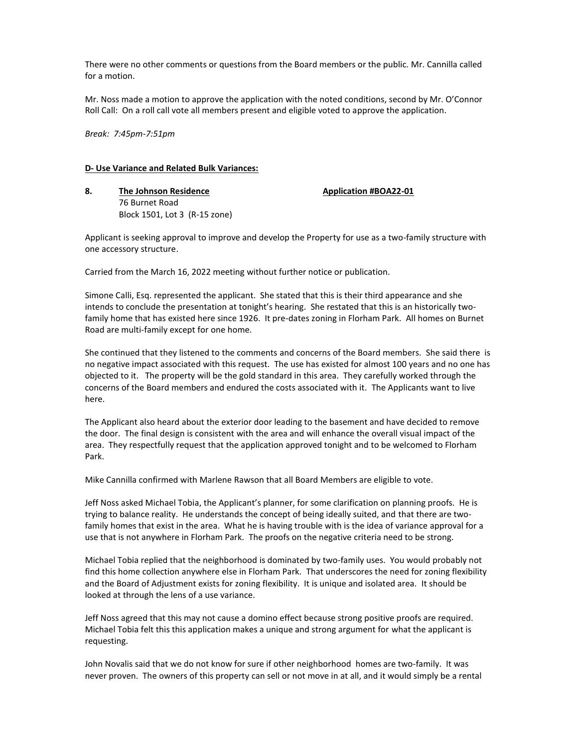There were no other comments or questions from the Board members or the public. Mr. Cannilla called for a motion.

Mr. Noss made a motion to approve the application with the noted conditions, second by Mr. O'Connor
Roll Call: On a roll call vote all members present and eligible voted to approve the application.

*Break: 7:45pm-7:51pm*

**D- Use Variance and Related Bulk Variances:**

**8. The Johnson Residence** **Application #BOA22-01**
76 Burnet Road
Block 1501, Lot 3 (R-15 zone)

Applicant is seeking approval to improve and develop the Property for use as a two-family structure with one accessory structure.

Carried from the March 16, 2022 meeting without further notice or publication.

Simone Calli, Esq. represented the applicant. She stated that this is their third appearance and she intends to conclude the presentation at tonight's hearing. She restated that this is an historically two-family home that has existed here since 1926. It pre-dates zoning in Florham Park. All homes on Burnet Road are multi-family except for one home.

She continued that they listened to the comments and concerns of the Board members. She said there is no negative impact associated with this request. The use has existed for almost 100 years and no one has objected to it. The property will be the gold standard in this area. They carefully worked through the concerns of the Board members and endured the costs associated with it. The Applicants want to live here.

The Applicant also heard about the exterior door leading to the basement and have decided to remove the door. The final design is consistent with the area and will enhance the overall visual impact of the area. They respectfully request that the application approved tonight and to be welcomed to Florham Park.

Mike Cannilla confirmed with Marlene Rawson that all Board Members are eligible to vote.

Jeff Noss asked Michael Tobia, the Applicant's planner, for some clarification on planning proofs. He is trying to balance reality. He understands the concept of being ideally suited, and that there are two-family homes that exist in the area. What he is having trouble with is the idea of variance approval for a use that is not anywhere in Florham Park. The proofs on the negative criteria need to be strong.

Michael Tobia replied that the neighborhood is dominated by two-family uses. You would probably not find this home collection anywhere else in Florham Park. That underscores the need for zoning flexibility and the Board of Adjustment exists for zoning flexibility. It is unique and isolated area. It should be looked at through the lens of a use variance.

Jeff Noss agreed that this may not cause a domino effect because strong positive proofs are required. Michael Tobia felt this this application makes a unique and strong argument for what the applicant is requesting.

John Novalis said that we do not know for sure if other neighborhood homes are two-family. It was never proven. The owners of this property can sell or not move in at all, and it would simply be a rental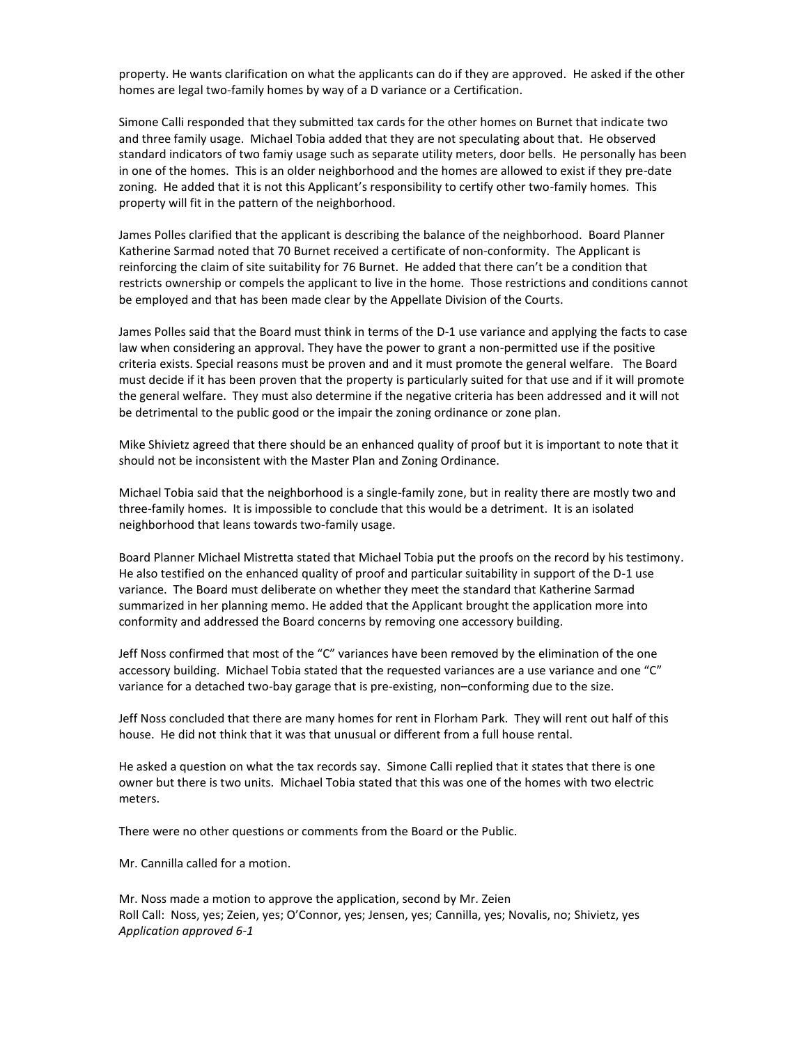property. He wants clarification on what the applicants can do if they are approved. He asked if the other homes are legal two-family homes by way of a D variance or a Certification.

Simone Calli responded that they submitted tax cards for the other homes on Burnet that indicate two and three family usage. Michael Tobia added that they are not speculating about that. He observed standard indicators of two famiy usage such as separate utility meters, door bells. He personally has been in one of the homes. This is an older neighborhood and the homes are allowed to exist if they pre-date zoning. He added that it is not this Applicant's responsibility to certify other two-family homes. This property will fit in the pattern of the neighborhood.

James Polles clarified that the applicant is describing the balance of the neighborhood. Board Planner Katherine Sarmad noted that 70 Burnet received a certificate of non-conformity. The Applicant is reinforcing the claim of site suitability for 76 Burnet. He added that there can't be a condition that restricts ownership or compels the applicant to live in the home. Those restrictions and conditions cannot be employed and that has been made clear by the Appellate Division of the Courts.

James Polles said that the Board must think in terms of the D-1 use variance and applying the facts to case law when considering an approval. They have the power to grant a non-permitted use if the positive criteria exists. Special reasons must be proven and and it must promote the general welfare. The Board must decide if it has been proven that the property is particularly suited for that use and if it will promote the general welfare. They must also determine if the negative criteria has been addressed and it will not be detrimental to the public good or the impair the zoning ordinance or zone plan.

Mike Shivietz agreed that there should be an enhanced quality of proof but it is important to note that it should not be inconsistent with the Master Plan and Zoning Ordinance.

Michael Tobia said that the neighborhood is a single-family zone, but in reality there are mostly two and three-family homes. It is impossible to conclude that this would be a detriment. It is an isolated neighborhood that leans towards two-family usage.

Board Planner Michael Mistretta stated that Michael Tobia put the proofs on the record by his testimony. He also testified on the enhanced quality of proof and particular suitability in support of the D-1 use variance. The Board must deliberate on whether they meet the standard that Katherine Sarmad summarized in her planning memo. He added that the Applicant brought the application more into conformity and addressed the Board concerns by removing one accessory building.

Jeff Noss confirmed that most of the "C" variances have been removed by the elimination of the one accessory building. Michael Tobia stated that the requested variances are a use variance and one "C" variance for a detached two-bay garage that is pre-existing, non–conforming due to the size.

Jeff Noss concluded that there are many homes for rent in Florham Park. They will rent out half of this house. He did not think that it was that unusual or different from a full house rental.

He asked a question on what the tax records say. Simone Calli replied that it states that there is one owner but there is two units. Michael Tobia stated that this was one of the homes with two electric meters.

There were no other questions or comments from the Board or the Public.

Mr. Cannilla called for a motion.

Mr. Noss made a motion to approve the application, second by Mr. Zeien
Roll Call: Noss, yes; Zeien, yes; O'Connor, yes; Jensen, yes; Cannilla, yes; Novalis, no; Shivietz, yes
*Application approved 6-1*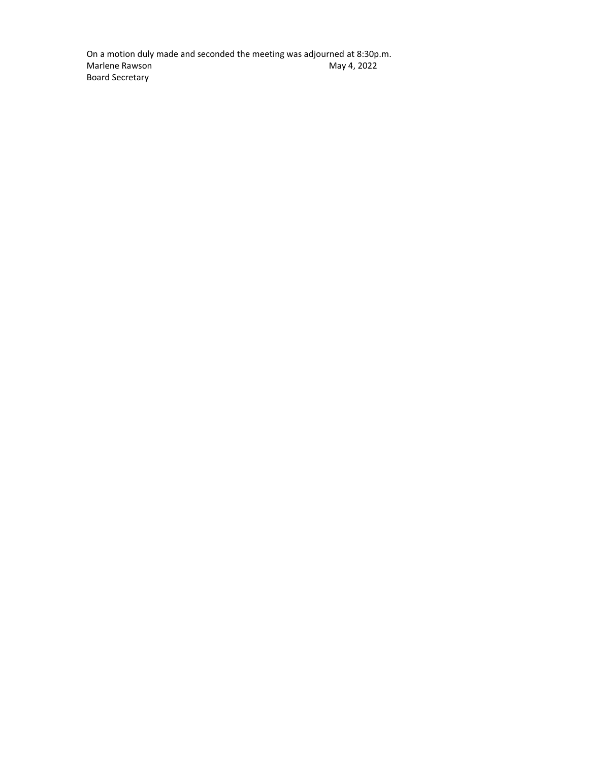On a motion duly made and seconded the meeting was adjourned at 8:30p.m.

Marlene Rawson May 4, 2022

Board Secretary